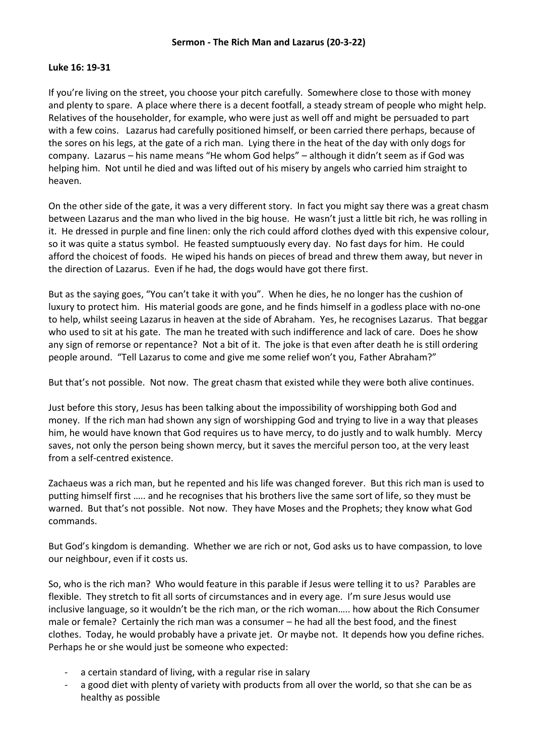# Sermon - The Rich Man and Lazarus (20-3-22)

**Luke 16: 19-31**

If you're living on the street, you choose your pitch carefully. Somewhere close to those with money and plenty to spare. A place where there is a decent footfall, a steady stream of people who might help. Relatives of the householder, for example, who were just as well off and might be persuaded to part with a few coins. Lazarus had carefully positioned himself, or been carried there perhaps, because of the sores on his legs, at the gate of a rich man. Lying there in the heat of the day with only dogs for company. Lazarus – his name means "He whom God helps" – although it didn't seem as if God was helping him. Not until he died and was lifted out of his misery by angels who carried him straight to heaven.

On the other side of the gate, it was a very different story. In fact you might say there was a great chasm between Lazarus and the man who lived in the big house. He wasn't just a little bit rich, he was rolling in it. He dressed in purple and fine linen: only the rich could afford clothes dyed with this expensive colour, so it was quite a status symbol. He feasted sumptuously every day. No fast days for him. He could afford the choicest of foods. He wiped his hands on pieces of bread and threw them away, but never in the direction of Lazarus. Even if he had, the dogs would have got there first.

But as the saying goes, "You can't take it with you". When he dies, he no longer has the cushion of luxury to protect him. His material goods are gone, and he finds himself in a godless place with no-one to help, whilst seeing Lazarus in heaven at the side of Abraham. Yes, he recognises Lazarus. That beggar who used to sit at his gate. The man he treated with such indifference and lack of care. Does he show any sign of remorse or repentance? Not a bit of it. The joke is that even after death he is still ordering people around. "Tell Lazarus to come and give me some relief won't you, Father Abraham?"

But that's not possible. Not now. The great chasm that existed while they were both alive continues.

Just before this story, Jesus has been talking about the impossibility of worshipping both God and money. If the rich man had shown any sign of worshipping God and trying to live in a way that pleases him, he would have known that God requires us to have mercy, to do justly and to walk humbly. Mercy saves, not only the person being shown mercy, but it saves the merciful person too, at the very least from a self-centred existence.

Zachaeus was a rich man, but he repented and his life was changed forever. But this rich man is used to putting himself first ….. and he recognises that his brothers live the same sort of life, so they must be warned. But that's not possible. Not now. They have Moses and the Prophets; they know what God commands.

But God's kingdom is demanding. Whether we are rich or not, God asks us to have compassion, to love our neighbour, even if it costs us.

So, who is the rich man? Who would feature in this parable if Jesus were telling it to us? Parables are flexible. They stretch to fit all sorts of circumstances and in every age. I'm sure Jesus would use inclusive language, so it wouldn't be the rich man, or the rich woman….. how about the Rich Consumer male or female? Certainly the rich man was a consumer – he had all the best food, and the finest clothes. Today, he would probably have a private jet. Or maybe not. It depends how you define riches. Perhaps he or she would just be someone who expected:

- a certain standard of living, with a regular rise in salary
- a good diet with plenty of variety with products from all over the world, so that she can be as healthy as possible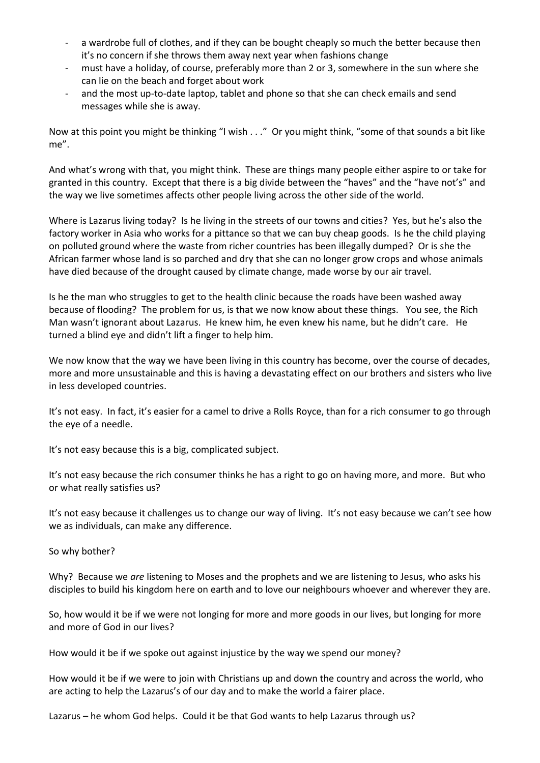- a wardrobe full of clothes, and if they can be bought cheaply so much the better because then it's no concern if she throws them away next year when fashions change
- must have a holiday, of course, preferably more than 2 or 3, somewhere in the sun where she can lie on the beach and forget about work
- and the most up-to-date laptop, tablet and phone so that she can check emails and send messages while she is away.

Now at this point you might be thinking "I wish . . ." Or you might think, "some of that sounds a bit like me".

And what's wrong with that, you might think. These are things many people either aspire to or take for granted in this country. Except that there is a big divide between the "haves" and the "have not's" and the way we live sometimes affects other people living across the other side of the world.

Where is Lazarus living today? Is he living in the streets of our towns and cities? Yes, but he's also the factory worker in Asia who works for a pittance so that we can buy cheap goods. Is he the child playing on polluted ground where the waste from richer countries has been illegally dumped? Or is she the African farmer whose land is so parched and dry that she can no longer grow crops and whose animals have died because of the drought caused by climate change, made worse by our air travel.

Is he the man who struggles to get to the health clinic because the roads have been washed away because of flooding? The problem for us, is that we now know about these things. You see, the Rich Man wasn't ignorant about Lazarus. He knew him, he even knew his name, but he didn't care. He turned a blind eye and didn't lift a finger to help him.

We now know that the way we have been living in this country has become, over the course of decades, more and more unsustainable and this is having a devastating effect on our brothers and sisters who live in less developed countries.

It's not easy. In fact, it's easier for a camel to drive a Rolls Royce, than for a rich consumer to go through the eye of a needle.

It's not easy because this is a big, complicated subject.

It's not easy because the rich consumer thinks he has a right to go on having more, and more. But who or what really satisfies us?

It's not easy because it challenges us to change our way of living. It's not easy because we can't see how we as individuals, can make any difference.

So why bother?

Why? Because we *are* listening to Moses and the prophets and we are listening to Jesus, who asks his disciples to build his kingdom here on earth and to love our neighbours whoever and wherever they are.

So, how would it be if we were not longing for more and more goods in our lives, but longing for more and more of God in our lives?

How would it be if we spoke out against injustice by the way we spend our money?

How would it be if we were to join with Christians up and down the country and across the world, who are acting to help the Lazarus's of our day and to make the world a fairer place.

Lazarus – he whom God helps. Could it be that God wants to help Lazarus through us?